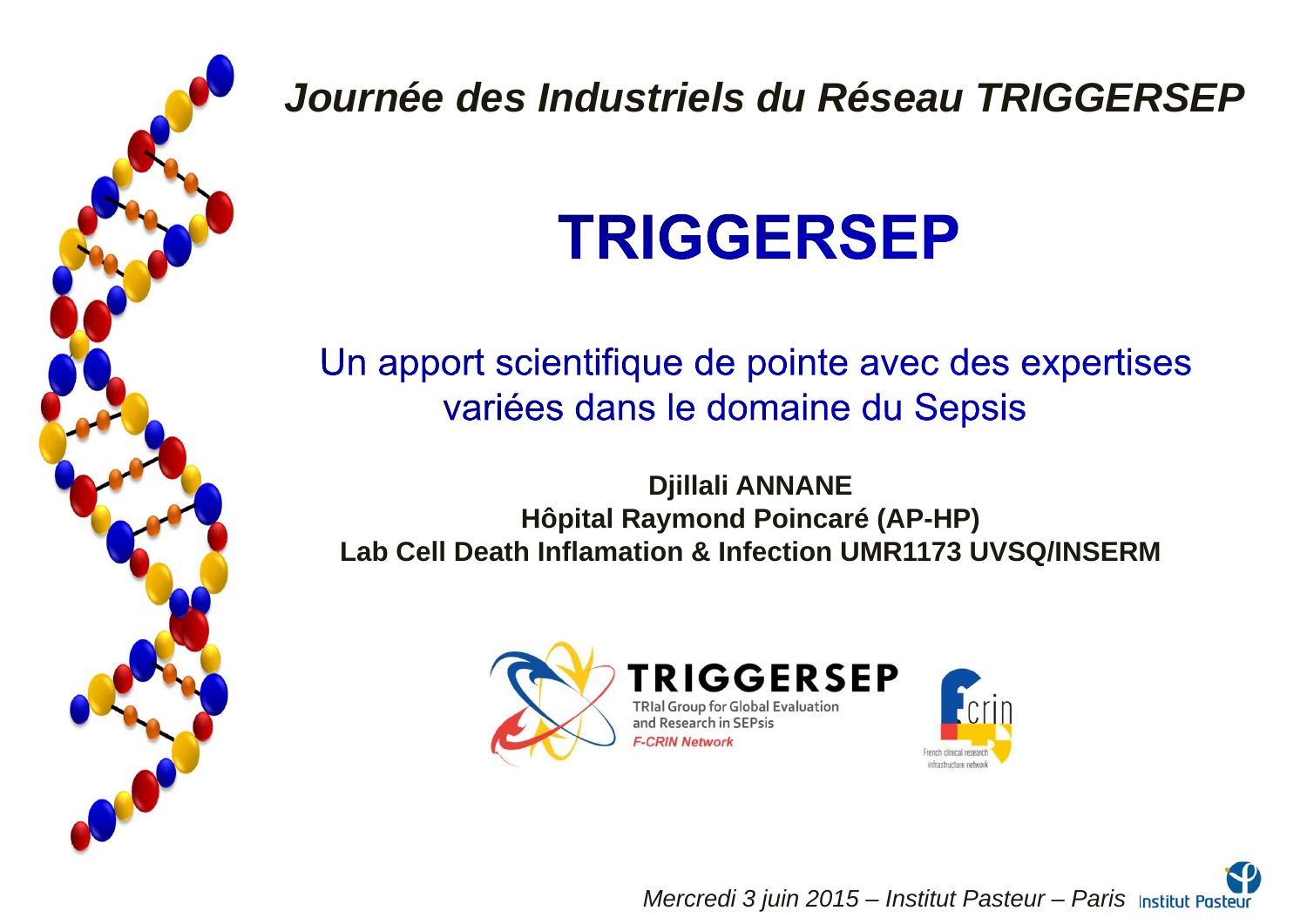*Journée des Industriels du Réseau TRIGGERSEP*

# TRIGGERSEP

## Un apport scientifique de pointe avec des expertises variées dans le domaine du Sepsis

**Djillali ANNANE**
**Hôpital Raymond Poincaré (AP-HP)**
**Lab Cell Death Inflamation & Infection UMR1173 UVSQ/INSERM**

TRIGGERSEP
TRIal Group for Global Evaluation and Research in SEPsis
*F-CRIN Network*

Fcrin
French clinical research infrastructure network

*Mercredi 3 juin 2015 – Institut Pasteur – Paris*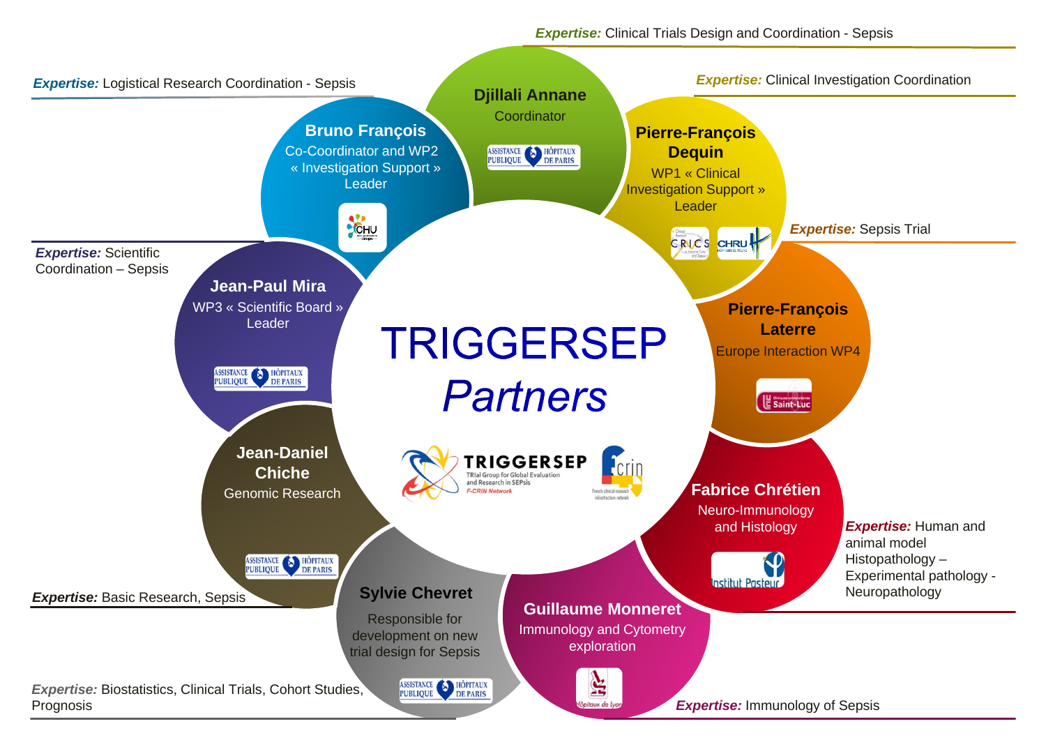# TRIGGERSEP *Partners*

**Djillali Annane**
Coordinator
*Expertise:* Clinical Trials Design and Coordination - Sepsis

**Pierre-François Dequin**
WP1 « Clinical Investigation Support » Leader
*Expertise:* Clinical Investigation Coordination

**Pierre-François Laterre**
Europe Interaction WP4
*Expertise:* Sepsis Trial

**Fabrice Chrétien**
Neuro-Immunology and Histology
*Expertise:* Human and animal model Histopathology – Experimental pathology - Neuropathology

**Guillaume Monneret**
Immunology and Cytometry exploration
*Expertise:* Immunology of Sepsis

**Sylvie Chevret**
Responsible for development on new trial design for Sepsis
*Expertise:* Biostatistics, Clinical Trials, Cohort Studies, Prognosis

**Jean-Daniel Chiche**
Genomic Research
*Expertise:* Basic Research, Sepsis

**Jean-Paul Mira**
WP3 « Scientific Board » Leader
*Expertise:* Scientific Coordination – Sepsis

**Bruno François**
Co-Coordinator and WP2 « Investigation Support » Leader
*Expertise:* Logistical Research Coordination - Sepsis

TRIGGERSEP – TRIal Group for Global Evaluation and Research in SEPsis – F-CRIN Network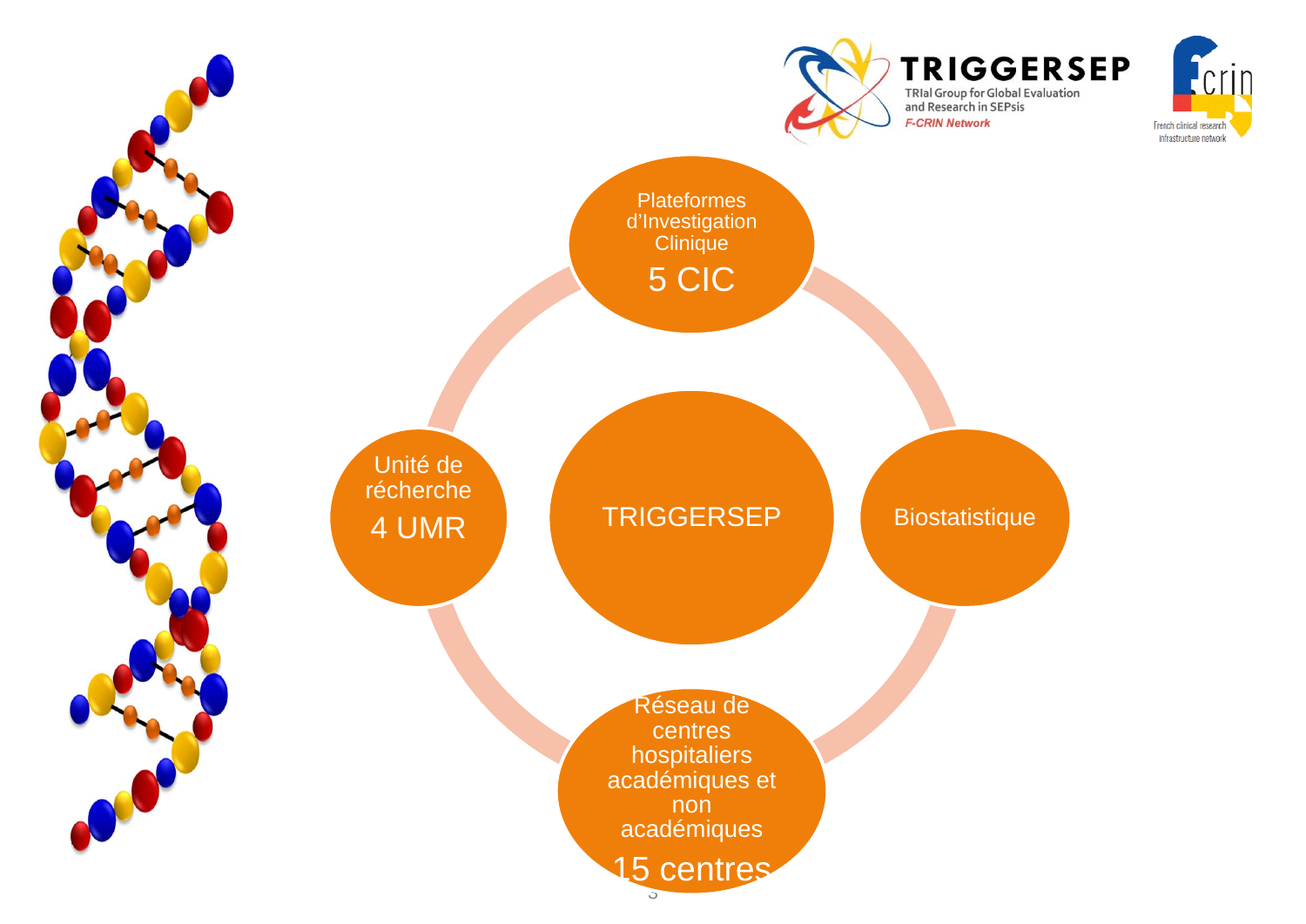**TRIGGERSEP**
TRIal Group for Global Evaluation and Research in SEPsis
*F-CRIN Network*

French clinical research infrastructure network

- TRIGGERSEP
  - Plateformes d'Investigation Clinique
    5 CIC
  - Biostatistique
  - Réseau de centres hospitaliers académiques et non académiques
    15 centres
  - Unité de récherche
    4 UMR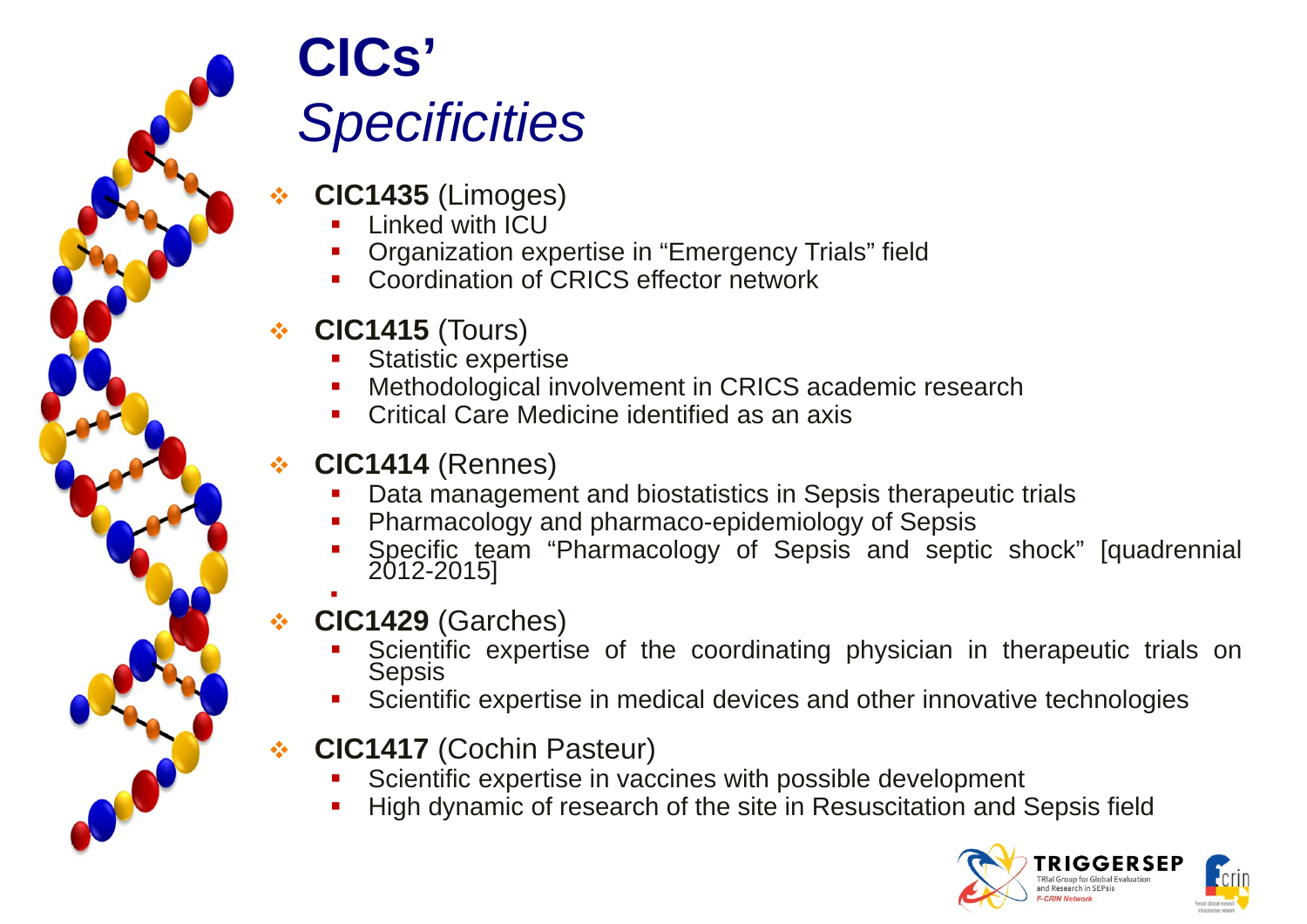# CICs' *Specificities*

- **CIC1435** (Limoges)
  - Linked with ICU
  - Organization expertise in "Emergency Trials" field
  - Coordination of CRICS effector network
- **CIC1415** (Tours)
  - Statistic expertise
  - Methodological involvement in CRICS academic research
  - Critical Care Medicine identified as an axis
- **CIC1414** (Rennes)
  - Data management and biostatistics in Sepsis therapeutic trials
  - Pharmacology and pharmaco-epidemiology of Sepsis
  - Specific team "Pharmacology of Sepsis and septic shock" [quadrennial 2012-2015]
- **CIC1429** (Garches)
  - Scientific expertise of the coordinating physician in therapeutic trials on Sepsis
  - Scientific expertise in medical devices and other innovative technologies
- **CIC1417** (Cochin Pasteur)
  - Scientific expertise in vaccines with possible development
  - High dynamic of research of the site in Resuscitation and Sepsis field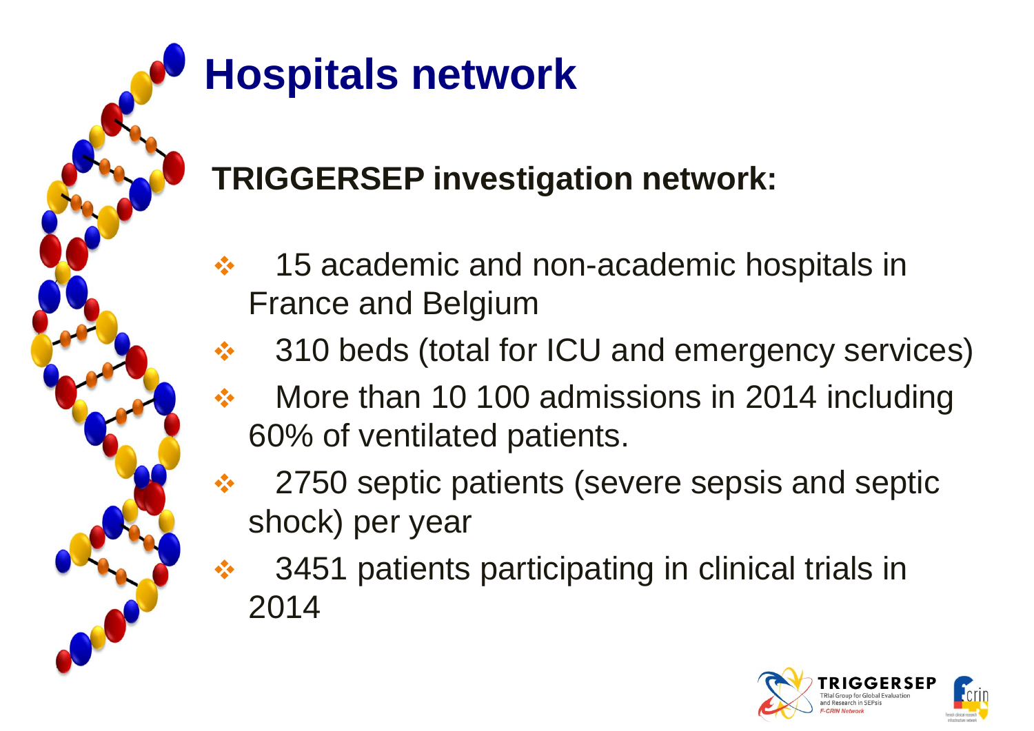# Hospitals network

**TRIGGERSEP investigation network:**

- 15 academic and non-academic hospitals in France and Belgium
- 310 beds (total for ICU and emergency services)
- More than 10 100 admissions in 2014 including 60% of ventilated patients.
- 2750 septic patients (severe sepsis and septic shock) per year
- 3451 patients participating in clinical trials in 2014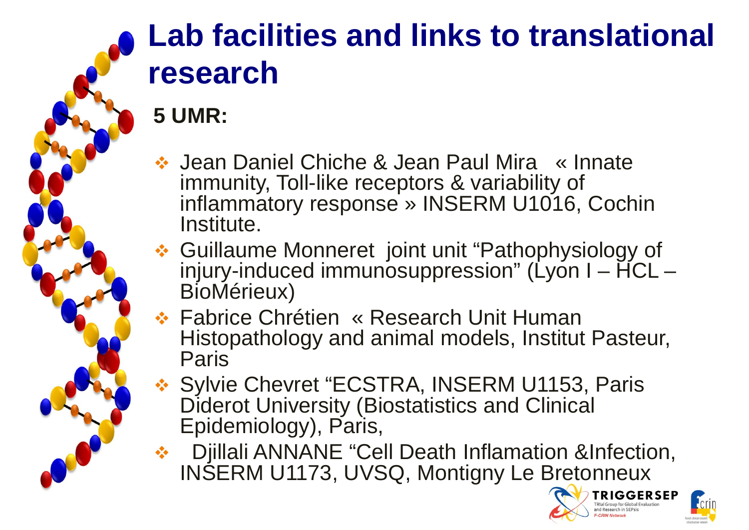# Lab facilities and links to translational research

**5 UMR:**

- Jean Daniel Chiche & Jean Paul Mira « Innate immunity, Toll-like receptors & variability of inflammatory response » INSERM U1016, Cochin Institute.
- Guillaume Monneret joint unit "Pathophysiology of injury-induced immunosuppression" (Lyon I – HCL – BioMérieux)
- Fabrice Chrétien « Research Unit Human Histopathology and animal models, Institut Pasteur, Paris
- Sylvie Chevret "ECSTRA, INSERM U1153, Paris Diderot University (Biostatistics and Clinical Epidemiology), Paris,
- Djillali ANNANE "Cell Death Inflamation &Infection, INSERM U1173, UVSQ, Montigny Le Bretonneux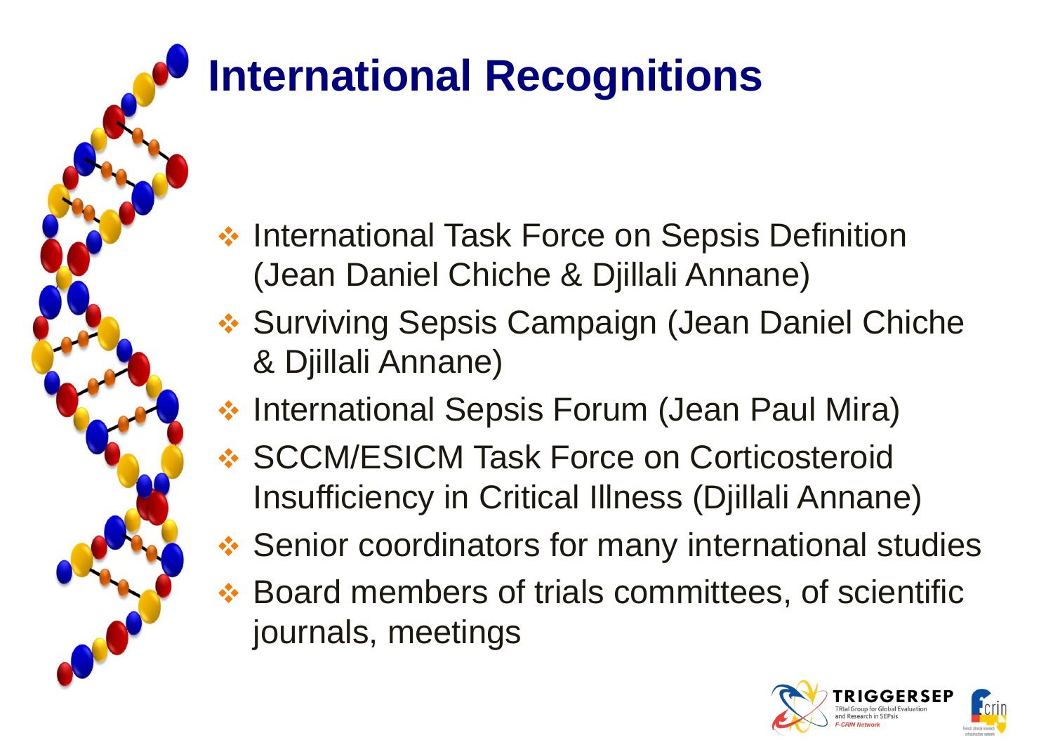# International Recognitions

- International Task Force on Sepsis Definition (Jean Daniel Chiche & Djillali Annane)
- Surviving Sepsis Campaign (Jean Daniel Chiche & Djillali Annane)
- International Sepsis Forum (Jean Paul Mira)
- SCCM/ESICM Task Force on Corticosteroid Insufficiency in Critical Illness (Djillali Annane)
- Senior coordinators for many international studies
- Board members of trials committees, of scientific journals, meetings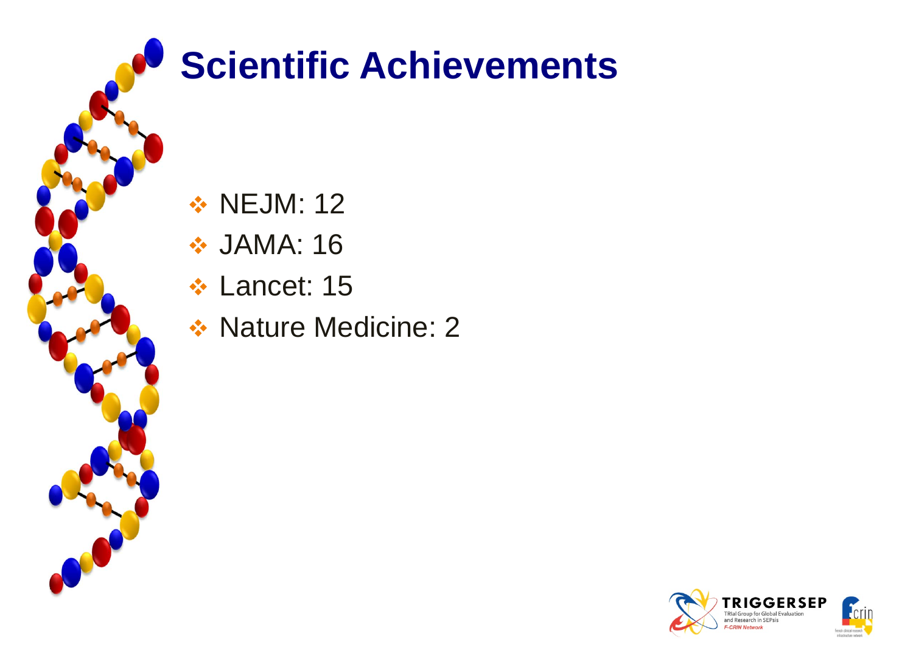# Scientific Achievements

- NEJM: 12
- JAMA: 16
- Lancet: 15
- Nature Medicine: 2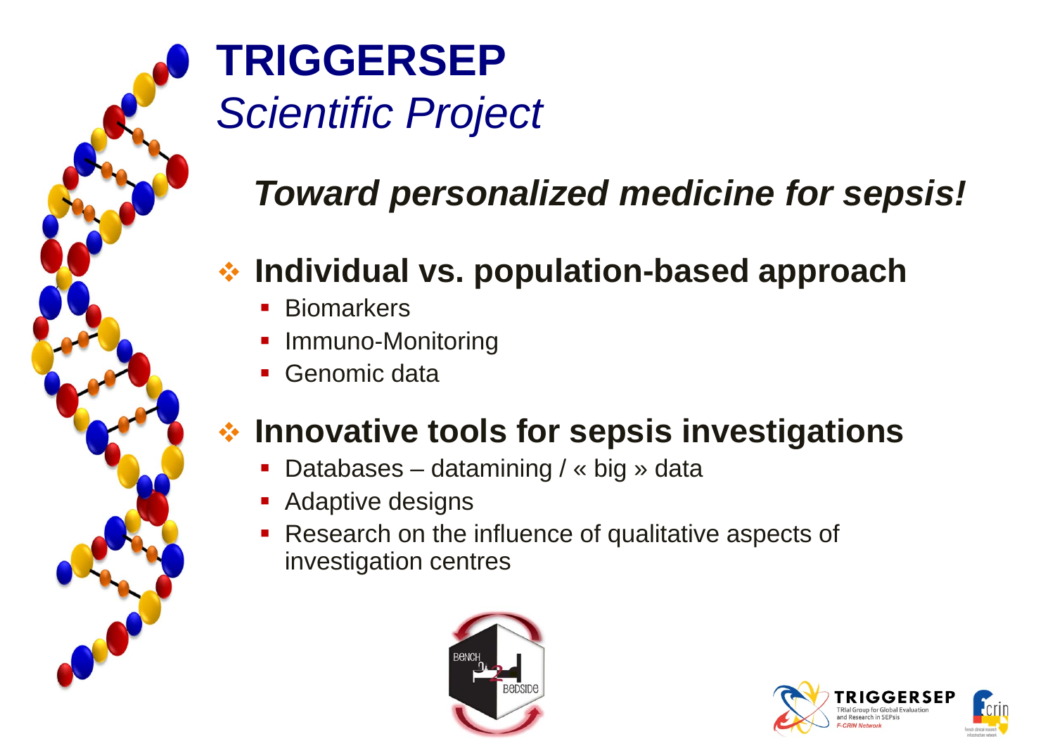# TRIGGERSEP

*Scientific Project*

***Toward personalized medicine for sepsis!***

## Individual vs. population-based approach

- Biomarkers
- Immuno-Monitoring
- Genomic data

## Innovative tools for sepsis investigations

- Databases – datamining / « big » data
- Adaptive designs
- Research on the influence of qualitative aspects of investigation centres